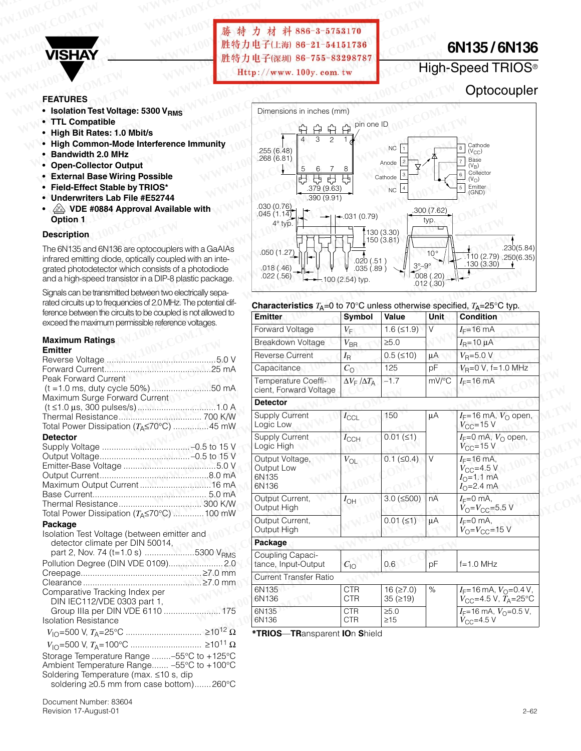# 6N135 / 6N136

## High-Speed TRIOS® Optocoupler

### FEATURES

- **Isolation Test Voltage: 5300 $V_{RMS}$**
- **TTL Compatible**
- **High Bit Rates: 1.0 Mbit/s**
- **High Common-Mode Interference Immunity**
- **Bandwidth 2.0 MHz**
- **Open-Collector Output**
- **External Base Wiring Possible**
- **Field-Effect Stable by TRIOS***
- **Underwriters Lab File #E52744**
- **VDE #0884 Approval Available with Option 1**

### Description

The 6N135 and 6N136 are optocouplers with a GaAlAs infrared emitting diode, optically coupled with an integrated photodetector which consists of a photodiode and a high-speed transistor in a DIP-8 plastic package.

Signals can be transmitted between two electrically separated circuits up to frequencies of 2.0 MHz. The potential difference between the circuits to be coupled is not allowed to exceed the maximum permissible reference voltages.

### Maximum Ratings

**Emitter**

Reverse Voltage ....... 5.0 V
Forward Current ....... 25 mA
Peak Forward Current
(t =1.0 ms, duty cycle 50%) ....... 50 mA
Maximum Surge Forward Current
(t ≤1.0 µs, 300 pulses/s) ....... 1.0 A
Thermal Resistance ....... 700 K/W
Total Power Dissipation ($T_A$≤70°C) ....... 45 mW

**Detector**

Supply Voltage ....... –0.5 to 15 V
Output Voltage ....... –0.5 to 15 V
Emitter-Base Voltage ....... 5.0 V
Output Current ....... 8.0 mA
Maximum Output Current ....... 16 mA
Base Current ....... 5.0 mA
Thermal Resistance ....... 300 K/W
Total Power Dissipation ($T_A$≤70°C) ....... 100 mW

**Package**

Isolation Test Voltage (between emitter and detector climate per DIN 50014, part 2, Nov. 74 (t=1.0 s) ....... 5300 $V_{RMS}$
Pollution Degree (DIN VDE 0109) ....... 2.0
Creepage ....... ≥7.0 mm
Clearance ....... ≥7.0 mm
Comparative Tracking Index per DIN IEC112/VDE 0303 part 1, Group IIIa per DIN VDE 6110 ....... 175
Isolation Resistance
$V_{IO}$=500 V, $T_A$=25°C ....... ≥$10^{12}$ Ω
$V_{IO}$=500 V, $T_A$=100°C ....... ≥$10^{11}$ Ω
Storage Temperature Range ....... –55°C to +125°C
Ambient Temperature Range ....... –55°C to +100°C
Soldering Temperature (max. ≤10 s, dip soldering ≥0.5 mm from case bottom) ....... 260°C

Dimensions in inches (mm)

Pin assignment: 1 NC, 2 Anode, 3 Cathode, 4 NC, 5 Emitter (GND), 6 Collector ($V_O$), 7 Base ($V_B$), 8 Cathode ($V_{CC}$)

### Characteristics $T_A$=0 to 70°C unless otherwise specified, $T_A$=25°C typ.

| Emitter | Symbol | Value | Unit | Condition |
|---|---|---|---|---|
| Forward Voltage | $V_F$ | 1.6 (≤1.9) | V | $I_F$=16 mA |
| Breakdown Voltage | $V_{BR}$ | ≥5.0 | | $I_R$=10 µA |
| Reverse Current | $I_R$ | 0.5 (≤10) | µA | $V_R$=5.0 V |
| Capacitance | $C_O$ | 125 | pF | $V_R$=0 V, f=1.0 MHz |
| Temperature Coefficient, Forward Voltage | $\Delta V_F / \Delta T_A$ | –1.7 | mV/°C | $I_F$=16 mA |
| **Detector** | | | | |
| Supply Current Logic Low | $I_{CCL}$ | 150 | µA | $I_F$=16 mA, $V_O$ open, $V_{CC}$=15 V |
| Supply Current Logic High | $I_{CCH}$ | 0.01 (≤1) | | $I_F$=0 mA, $V_O$ open, $V_{CC}$=15 V |
| Output Voltage, Output Low 6N135 6N136 | $V_{OL}$ | 0.1 (≤0.4) | V | $I_F$=16 mA, $V_{CC}$=4.5 V $I_O$=1.1 mA $I_O$=2.4 mA |
| Output Current, Output High | $I_{OH}$ | 3.0 (≤500) | nA | $I_F$=0 mA, $V_O$=$V_{CC}$=5.5 V |
| Output Current, Output High | | 0.01 (≤1) | µA | $I_F$=0 mA, $V_O$=$V_{CC}$=15 V |
| **Package** | | | | |
| Coupling Capacitance, Input-Output | $C_{IO}$ | 0.6 | pF | f=1.0 MHz |
| Current Transfer Ratio | | | | |
| 6N135 6N136 | CTR CTR | 16 (≥7.0) 35 (≥19) | % | $I_F$=16 mA, $V_O$=0.4 V, $V_{CC}$=4.5 V, $T_A$=25°C |
| 6N135 6N136 | CTR CTR | ≥5.0 ≥15 | | $I_F$=16 mA, $V_O$=0.5 V, $V_{CC}$=4.5 V |

***TRIOS**—**TR**ansparent **IO**n **S**hield

Document Number: 83604
Revision 17-August-01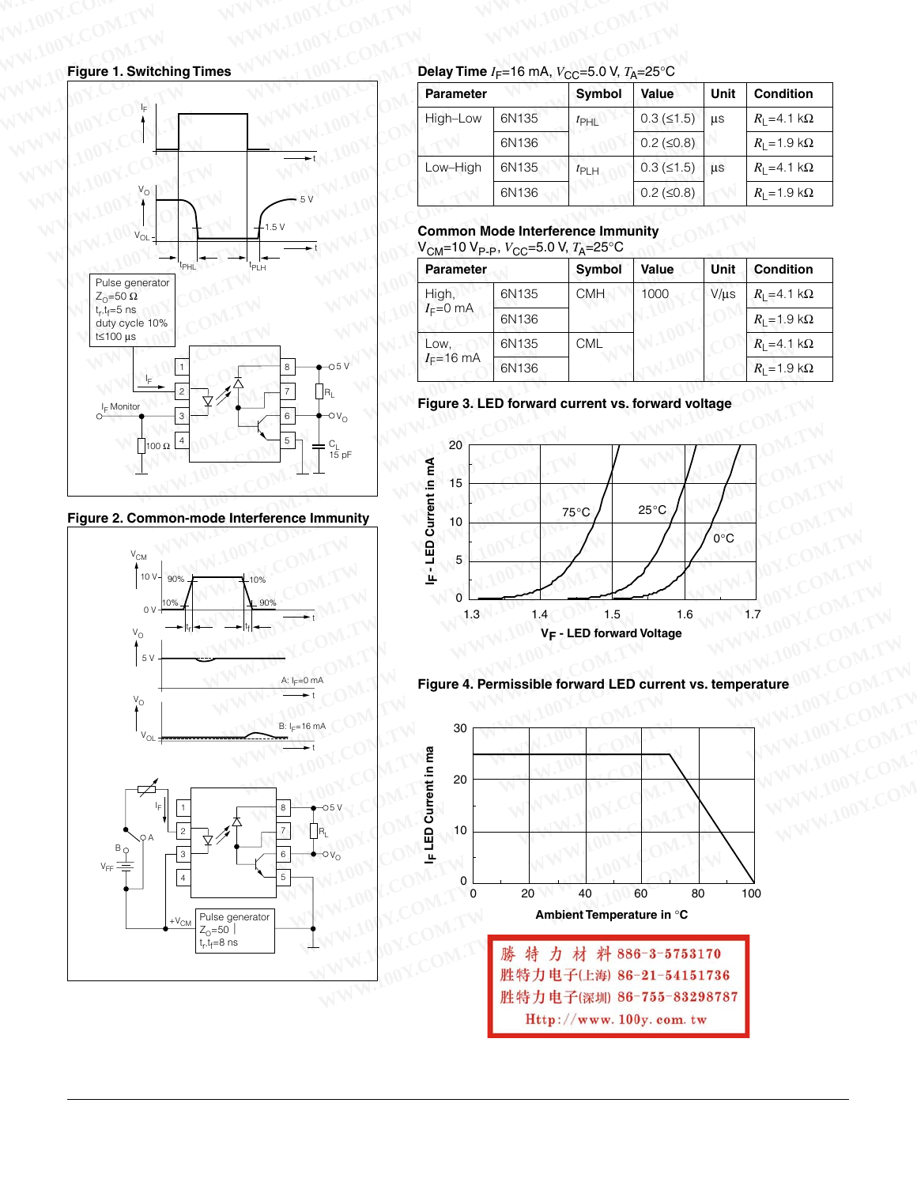**Figure 1. Switching Times**

**Figure 2. Common-mode Interference Immunity**

**Delay Time** $I_F$=16 mA, $V_{CC}$=5.0 V, $T_A$=25°C

| Parameter | | Symbol | Value | Unit | Condition |
|---|---|---|---|---|---|
| High–Low | 6N135 | $t_{PHL}$ | 0.3 (≤1.5) | µs | $R_L$=4.1 kΩ |
| | 6N136 | | 0.2 (≤0.8) | | $R_L$=1.9 kΩ |
| Low–High | 6N135 | $t_{PLH}$ | 0.3 (≤1.5) | µs | $R_L$=4.1 kΩ |
| | 6N136 | | 0.2 (≤0.8) | | $R_L$=1.9 kΩ |

**Common Mode Interference Immunity**
$V_{CM}$=10 $V_{P-P}$, $V_{CC}$=5.0 V, $T_A$=25°C

| Parameter | | Symbol | Value | Unit | Condition |
|---|---|---|---|---|---|
| High, $I_F$=0 mA | 6N135 | CMH | 1000 | V/µs | $R_L$=4.1 kΩ |
| | 6N136 | | | | $R_L$=1.9 kΩ |
| Low, $I_F$=16 mA | 6N135 | CML | | | $R_L$=4.1 kΩ |
| | 6N136 | | | | $R_L$=1.9 kΩ |

**Figure 3. LED forward current vs. forward voltage**

**Figure 4. Permissible forward LED current vs. temperature**

勝特力材料 886-3-5753170
胜特力电子(上海) 86-21-54151736
胜特力电子(深圳) 86-755-83298787
Http://www.100y.com.tw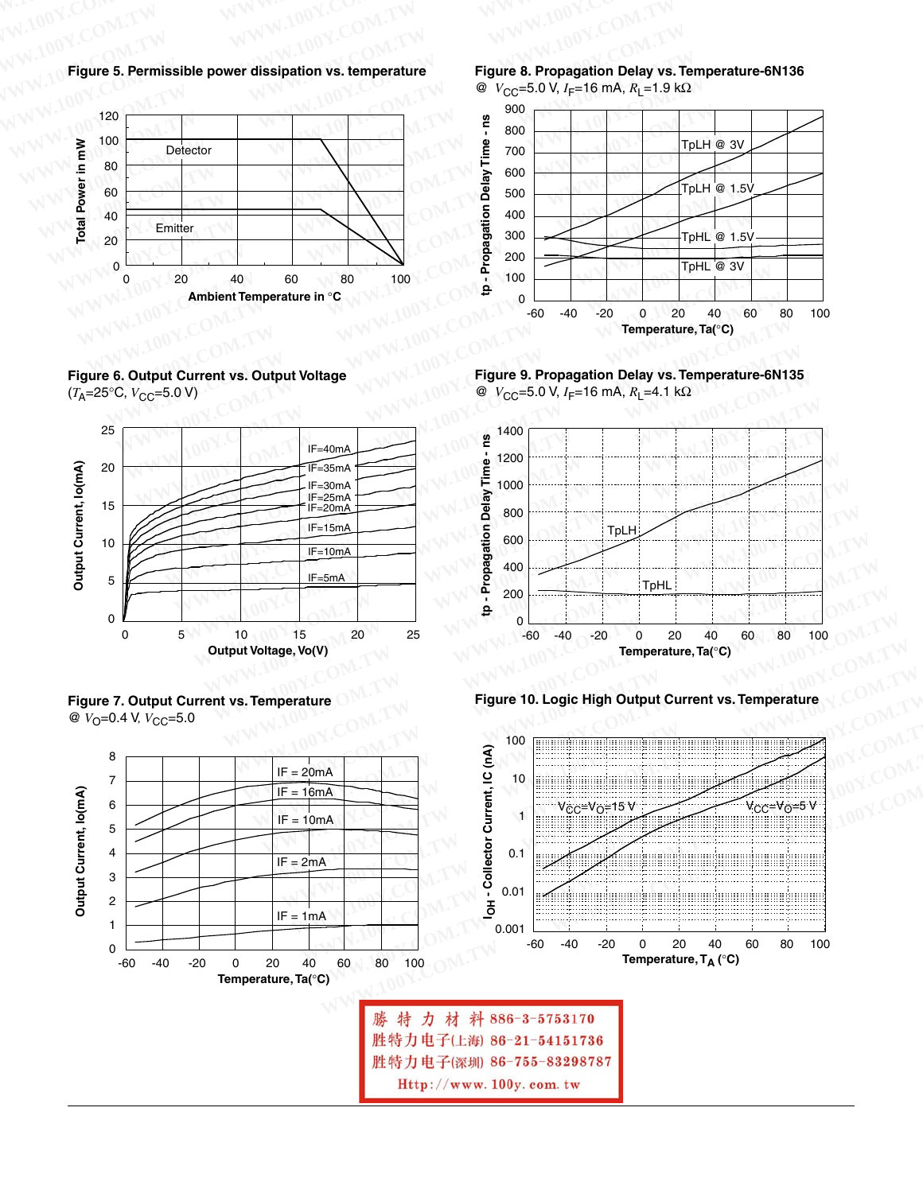**Figure 5. Permissible power dissipation vs. temperature**

**Figure 8. Propagation Delay vs. Temperature-6N136**
@ $V_{CC}$=5.0 V, $I_F$=16 mA, $R_L$=1.9 kΩ

**Figure 6. Output Current vs. Output Voltage**
($T_A$=25°C, $V_{CC}$=5.0 V)

**Figure 9. Propagation Delay vs. Temperature-6N135**
@ $V_{CC}$=5.0 V, $I_F$=16 mA, $R_L$=4.1 kΩ

**Figure 7. Output Current vs. Temperature**
@ $V_O$=0.4 V, $V_{CC}$=5.0

**Figure 10. Logic High Output Current vs. Temperature**

勝特力材料 886-3-5753170
胜特力电子(上海) 86-21-54151736
胜特力电子(深圳) 86-755-83298787
Http://www.100y.com.tw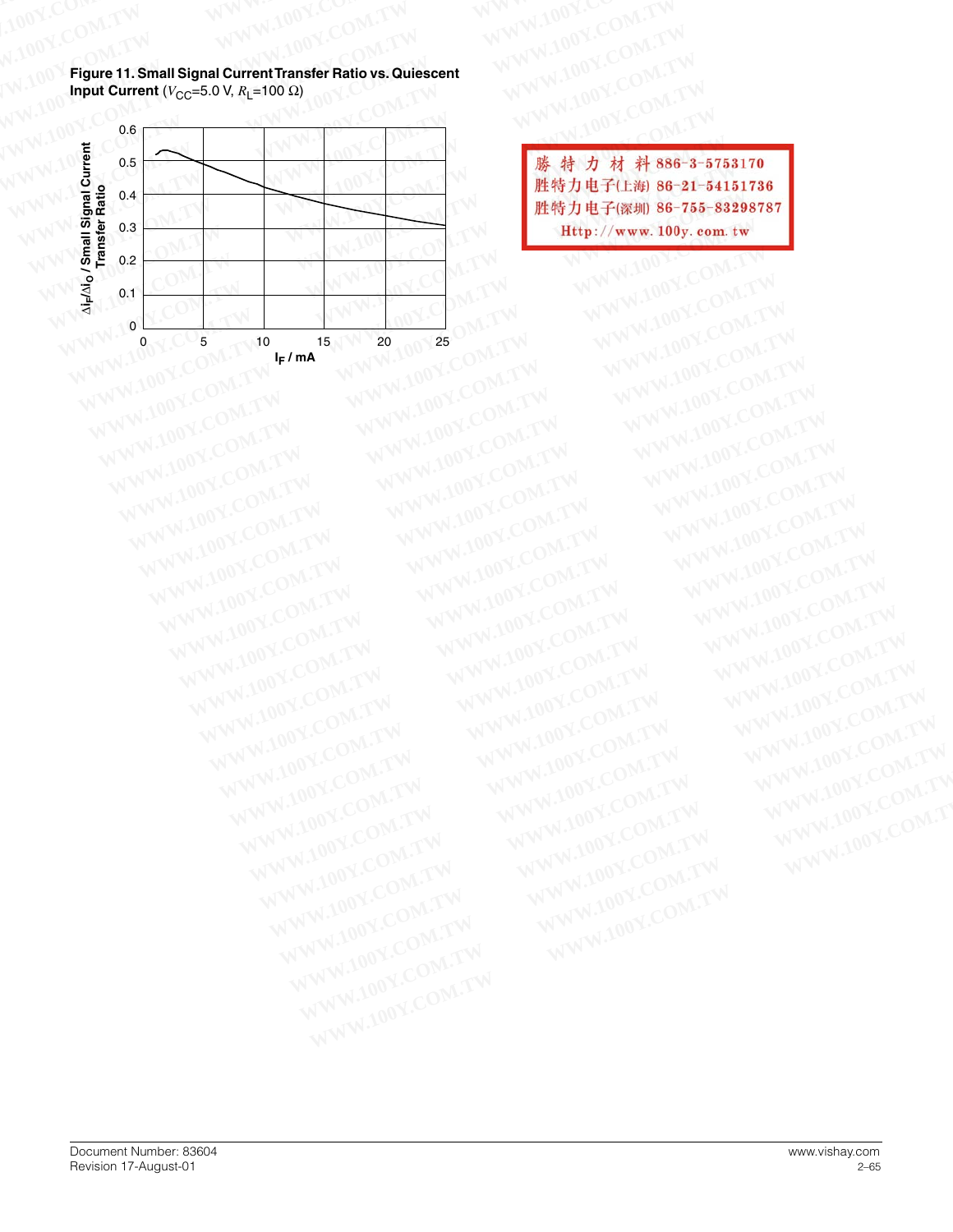**Figure 11. Small Signal Current Transfer Ratio vs. Quiescent Input Current** ($V_{CC}$=5.0 V, $R_L$=100 Ω)

$\Delta I_F/\Delta i_O$ / Small Signal Current Transfer Ratio

0.6
0.5
0.4
0.3
0.2
0.1
0

0 5 10 15 20 25

$I_F$ / mA

勝特力材料 886-3-5753170
胜特力电子(上海) 86-21-54151736
胜特力电子(深圳) 86-755-83298787
Http://www.100y.com.tw

Document Number: 83604
Revision 17-August-01

www.vishay.com
2–65